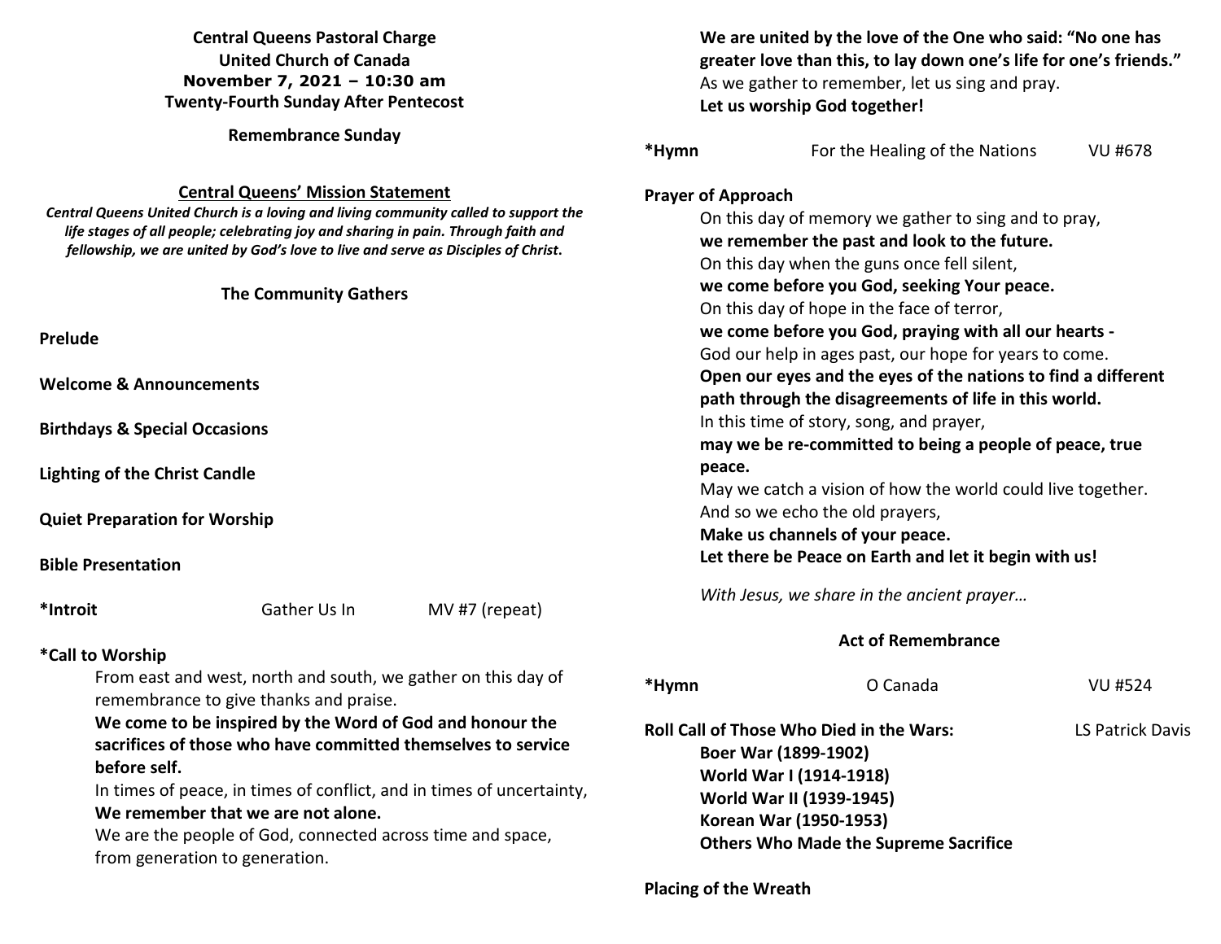**Central Queens Pastoral Charge**
**United Church of Canada**
**November 7, 2021 – 10:30 am**
**Twenty-Fourth Sunday After Pentecost**

**Remembrance Sunday**

## Central Queens' Mission Statement

***Central Queens United Church is a loving and living community called to support the life stages of all people; celebrating joy and sharing in pain. Through faith and fellowship, we are united by God's love to live and serve as Disciples of Christ.***

## The Community Gathers

**Prelude**

**Welcome & Announcements**

**Birthdays & Special Occasions**

**Lighting of the Christ Candle**

**Quiet Preparation for Worship**

**Bible Presentation**

**\*Introit** Gather Us In MV #7 (repeat)

**\*Call to Worship**

From east and west, north and south, we gather on this day of remembrance to give thanks and praise.
**We come to be inspired by the Word of God and honour the sacrifices of those who have committed themselves to service before self.**
In times of peace, in times of conflict, and in times of uncertainty,
**We remember that we are not alone.**
We are the people of God, connected across time and space, from generation to generation.
**We are united by the love of the One who said: "No one has greater love than this, to lay down one's life for one's friends."**
As we gather to remember, let us sing and pray.
**Let us worship God together!**

**\*Hymn** For the Healing of the Nations VU #678

**Prayer of Approach**

On this day of memory we gather to sing and to pray,
**we remember the past and look to the future.**
On this day when the guns once fell silent,
**we come before you God, seeking Your peace.**
On this day of hope in the face of terror,
**we come before you God, praying with all our hearts -**
God our help in ages past, our hope for years to come.
**Open our eyes and the eyes of the nations to find a different path through the disagreements of life in this world.**
In this time of story, song, and prayer,
**may we be re-committed to being a people of peace, true peace.**
May we catch a vision of how the world could live together.
And so we echo the old prayers,
**Make us channels of your peace.**
**Let there be Peace on Earth and let it begin with us!**

*With Jesus, we share in the ancient prayer…*

## Act of Remembrance

**\*Hymn** O Canada VU #524

**Roll Call of Those Who Died in the Wars:** LS Patrick Davis

**Boer War (1899-1902)**
**World War I (1914-1918)**
**World War II (1939-1945)**
**Korean War (1950-1953)**
**Others Who Made the Supreme Sacrifice**

**Placing of the Wreath**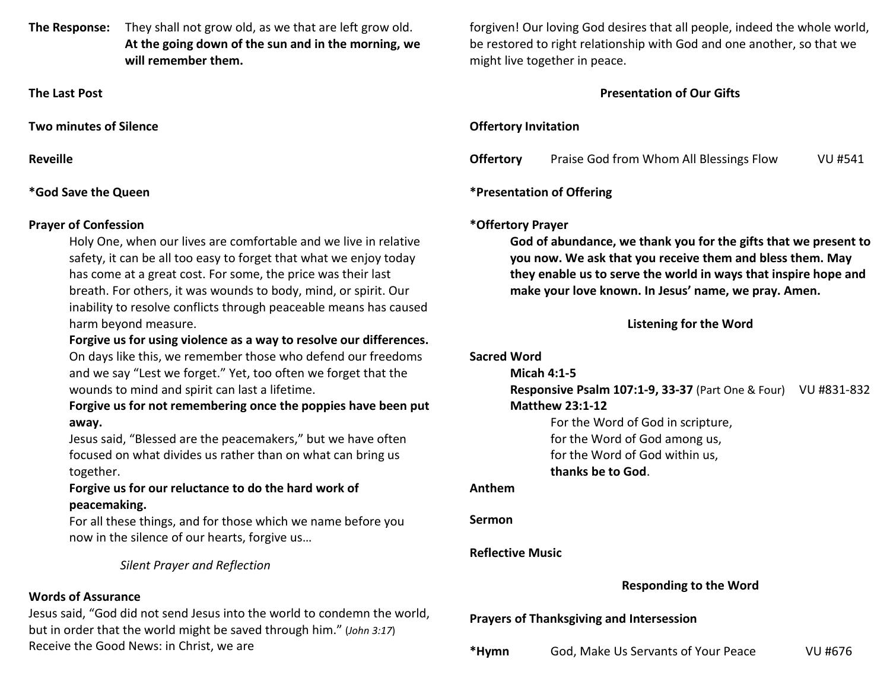**The Response:** They shall not grow old, as we that are left grow old. **At the going down of the sun and in the morning, we will remember them.**

**The Last Post**

**Two minutes of Silence**

**Reveille**

***God Save the Queen**

**Prayer of Confession**

Holy One, when our lives are comfortable and we live in relative safety, it can be all too easy to forget that what we enjoy today has come at a great cost. For some, the price was their last breath. For others, it was wounds to body, mind, or spirit. Our inability to resolve conflicts through peaceable means has caused harm beyond measure.

**Forgive us for using violence as a way to resolve our differences.**

On days like this, we remember those who defend our freedoms and we say "Lest we forget." Yet, too often we forget that the wounds to mind and spirit can last a lifetime.

**Forgive us for not remembering once the poppies have been put away.**

Jesus said, "Blessed are the peacemakers," but we have often focused on what divides us rather than on what can bring us together.

**Forgive us for our reluctance to do the hard work of peacemaking.**

For all these things, and for those which we name before you now in the silence of our hearts, forgive us…

*Silent Prayer and Reflection*

**Words of Assurance**

Jesus said, "God did not send Jesus into the world to condemn the world, but in order that the world might be saved through him." (*John 3:17*) Receive the Good News: in Christ, we are forgiven! Our loving God desires that all people, indeed the whole world, be restored to right relationship with God and one another, so that we might live together in peace.

## Presentation of Our Gifts

**Offertory Invitation**

**Offertory** Praise God from Whom All Blessings Flow VU #541

***Presentation of Offering**

***Offertory Prayer**

**God of abundance, we thank you for the gifts that we present to you now. We ask that you receive them and bless them. May they enable us to serve the world in ways that inspire hope and make your love known. In Jesus' name, we pray. Amen.**

## Listening for the Word

**Sacred Word**

**Micah 4:1-5**

**Responsive Psalm 107:1-9, 33-37** (Part One & Four) VU #831-832

**Matthew 23:1-12**

For the Word of God in scripture,
for the Word of God among us,
for the Word of God within us,
**thanks be to God**.

**Anthem**

**Sermon**

**Reflective Music**

## Responding to the Word

**Prayers of Thanksgiving and Intersession**

***Hymn** God, Make Us Servants of Your Peace VU #676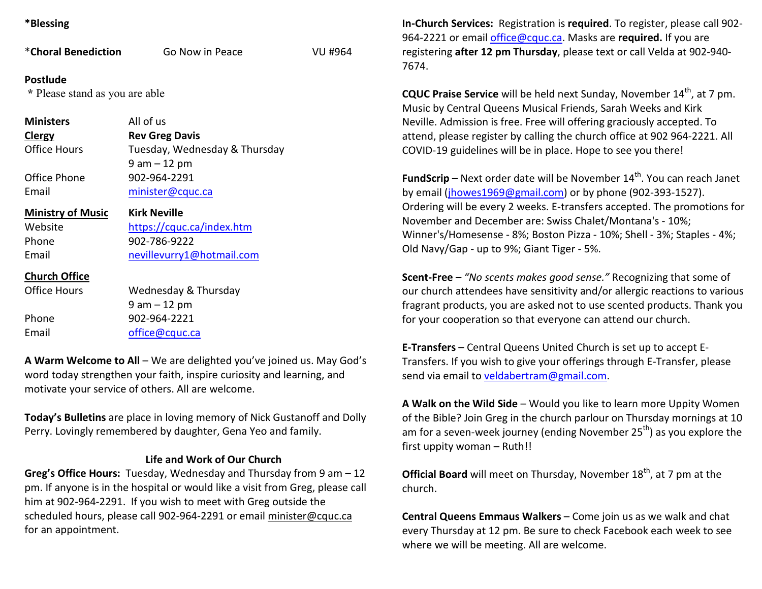**\*Blessing**

\***Choral Benediction** Go Now in Peace VU #964

**Postlude**

\* Please stand as you are able

| | |
|---|---|
| **Ministers** | All of us |
| **Clergy** | **Rev Greg Davis** |
| Office Hours | Tuesday, Wednesday & Thursday 9 am – 12 pm |
| Office Phone | 902-964-2291 |
| Email | minister@cquc.ca |
| **Ministry of Music** | **Kirk Neville** |
| Website | https://cquc.ca/index.htm |
| Phone | 902-786-9222 |
| Email | nevillevurry1@hotmail.com |
| **Church Office** | |
| Office Hours | Wednesday & Thursday 9 am – 12 pm |
| Phone | 902-964-2221 |
| Email | office@cquc.ca |

**A Warm Welcome to All** – We are delighted you've joined us. May God's word today strengthen your faith, inspire curiosity and learning, and motivate your service of others. All are welcome.

**Today's Bulletins** are place in loving memory of Nick Gustanoff and Dolly Perry. Lovingly remembered by daughter, Gena Yeo and family.

## Life and Work of Our Church

**Greg's Office Hours:** Tuesday, Wednesday and Thursday from 9 am – 12 pm. If anyone is in the hospital or would like a visit from Greg, please call him at 902-964-2291. If you wish to meet with Greg outside the scheduled hours, please call 902-964-2291 or email minister@cquc.ca for an appointment.

**In-Church Services:** Registration is **required**. To register, please call 902-964-2221 or email office@cquc.ca. Masks are **required.** If you are registering **after 12 pm Thursday**, please text or call Velda at 902-940-7674.

**CQUC Praise Service** will be held next Sunday, November 14th, at 7 pm. Music by Central Queens Musical Friends, Sarah Weeks and Kirk Neville. Admission is free. Free will offering graciously accepted. To attend, please register by calling the church office at 902 964-2221. All COVID-19 guidelines will be in place. Hope to see you there!

**FundScrip** – Next order date will be November 14th. You can reach Janet by email (jhowes1969@gmail.com) or by phone (902-393-1527). Ordering will be every 2 weeks. E-transfers accepted. The promotions for November and December are: Swiss Chalet/Montana's - 10%; Winner's/Homesense - 8%; Boston Pizza - 10%; Shell - 3%; Staples - 4%; Old Navy/Gap - up to 9%; Giant Tiger - 5%.

**Scent-Free** – *"No scents makes good sense."* Recognizing that some of our church attendees have sensitivity and/or allergic reactions to various fragrant products, you are asked not to use scented products. Thank you for your cooperation so that everyone can attend our church.

**E-Transfers** – Central Queens United Church is set up to accept E-Transfers. If you wish to give your offerings through E-Transfer, please send via email to veldabertram@gmail.com.

**A Walk on the Wild Side** – Would you like to learn more Uppity Women of the Bible? Join Greg in the church parlour on Thursday mornings at 10 am for a seven-week journey (ending November 25th) as you explore the first uppity woman – Ruth!!

**Official Board** will meet on Thursday, November 18th, at 7 pm at the church.

**Central Queens Emmaus Walkers** – Come join us as we walk and chat every Thursday at 12 pm. Be sure to check Facebook each week to see where we will be meeting. All are welcome.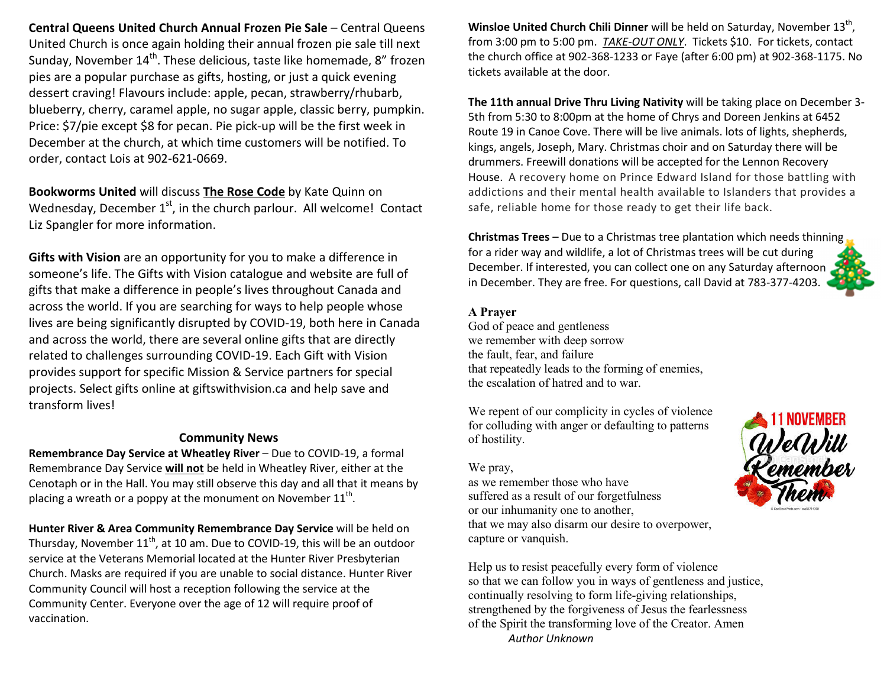**Central Queens United Church Annual Frozen Pie Sale** – Central Queens United Church is once again holding their annual frozen pie sale till next Sunday, November 14th. These delicious, taste like homemade, 8" frozen pies are a popular purchase as gifts, hosting, or just a quick evening dessert craving! Flavours include: apple, pecan, strawberry/rhubarb, blueberry, cherry, caramel apple, no sugar apple, classic berry, pumpkin. Price: $7/pie except $8 for pecan. Pie pick-up will be the first week in December at the church, at which time customers will be notified. To order, contact Lois at 902-621-0669.

**Bookworms United** will discuss **The Rose Code** by Kate Quinn on Wednesday, December 1st, in the church parlour. All welcome! Contact Liz Spangler for more information.

**Gifts with Vision** are an opportunity for you to make a difference in someone's life. The Gifts with Vision catalogue and website are full of gifts that make a difference in people's lives throughout Canada and across the world. If you are searching for ways to help people whose lives are being significantly disrupted by COVID-19, both here in Canada and across the world, there are several online gifts that are directly related to challenges surrounding COVID-19. Each Gift with Vision provides support for specific Mission & Service partners for special projects. Select gifts online at giftswithvision.ca and help save and transform lives!

## Community News

**Remembrance Day Service at Wheatley River** – Due to COVID-19, a formal Remembrance Day Service **will not** be held in Wheatley River, either at the Cenotaph or in the Hall. You may still observe this day and all that it means by placing a wreath or a poppy at the monument on November 11th.

**Hunter River & Area Community Remembrance Day Service** will be held on Thursday, November 11th, at 10 am. Due to COVID-19, this will be an outdoor service at the Veterans Memorial located at the Hunter River Presbyterian Church. Masks are required if you are unable to social distance. Hunter River Community Council will host a reception following the service at the Community Center. Everyone over the age of 12 will require proof of vaccination.

**Winsloe United Church Chili Dinner** will be held on Saturday, November 13th, from 3:00 pm to 5:00 pm. *TAKE-OUT ONLY*. Tickets $10. For tickets, contact the church office at 902-368-1233 or Faye (after 6:00 pm) at 902-368-1175. No tickets available at the door.

**The 11th annual Drive Thru Living Nativity** will be taking place on December 3-5th from 5:30 to 8:00pm at the home of Chrys and Doreen Jenkins at 6452 Route 19 in Canoe Cove. There will be live animals. lots of lights, shepherds, kings, angels, Joseph, Mary. Christmas choir and on Saturday there will be drummers. Freewill donations will be accepted for the Lennon Recovery House. A recovery home on Prince Edward Island for those battling with addictions and their mental health available to Islanders that provides a safe, reliable home for those ready to get their life back.

**Christmas Trees** – Due to a Christmas tree plantation which needs thinning for a rider way and wildlife, a lot of Christmas trees will be cut during December. If interested, you can collect one on any Saturday afternoon in December. They are free. For questions, call David at 783-377-4203.

### A Prayer

God of peace and gentleness
we remember with deep sorrow
the fault, fear, and failure
that repeatedly leads to the forming of enemies,
the escalation of hatred and to war.

We repent of our complicity in cycles of violence
for colluding with anger or defaulting to patterns
of hostility.

We pray,
as we remember those who have
suffered as a result of our forgetfulness
or our inhumanity one to another,
that we may also disarm our desire to overpower,
capture or vanquish.

Help us to resist peacefully every form of violence
so that we can follow you in ways of gentleness and justice,
continually resolving to form life-giving relationships,
strengthened by the forgiveness of Jesus the fearlessness
of the Spirit the transforming love of the Creator. Amen

*Author Unknown*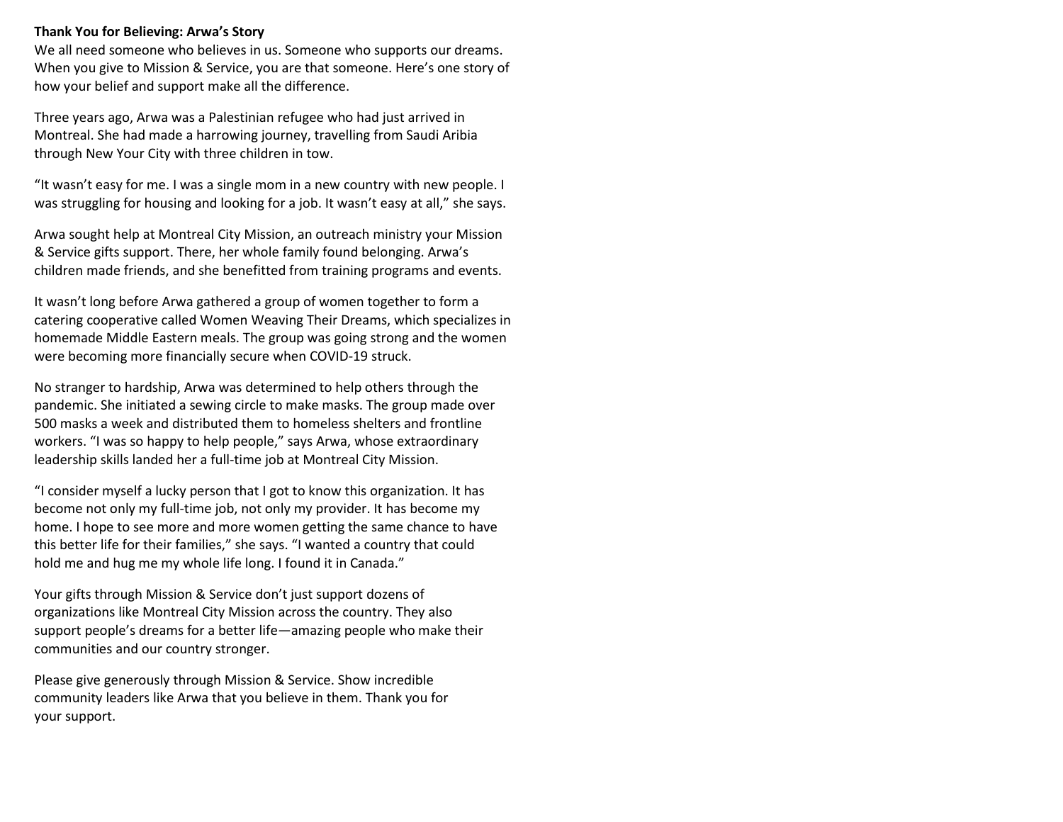**Thank You for Believing: Arwa's Story**

We all need someone who believes in us. Someone who supports our dreams. When you give to Mission & Service, you are that someone. Here's one story of how your belief and support make all the difference.

Three years ago, Arwa was a Palestinian refugee who had just arrived in Montreal. She had made a harrowing journey, travelling from Saudi Aribia through New Your City with three children in tow.

"It wasn't easy for me. I was a single mom in a new country with new people. I was struggling for housing and looking for a job. It wasn't easy at all," she says.

Arwa sought help at Montreal City Mission, an outreach ministry your Mission & Service gifts support. There, her whole family found belonging. Arwa's children made friends, and she benefitted from training programs and events.

It wasn't long before Arwa gathered a group of women together to form a catering cooperative called Women Weaving Their Dreams, which specializes in homemade Middle Eastern meals. The group was going strong and the women were becoming more financially secure when COVID-19 struck.

No stranger to hardship, Arwa was determined to help others through the pandemic. She initiated a sewing circle to make masks. The group made over 500 masks a week and distributed them to homeless shelters and frontline workers. "I was so happy to help people," says Arwa, whose extraordinary leadership skills landed her a full-time job at Montreal City Mission.

"I consider myself a lucky person that I got to know this organization. It has become not only my full-time job, not only my provider. It has become my home. I hope to see more and more women getting the same chance to have this better life for their families," she says. "I wanted a country that could hold me and hug me my whole life long. I found it in Canada."

Your gifts through Mission & Service don't just support dozens of organizations like Montreal City Mission across the country. They also support people's dreams for a better life—amazing people who make their communities and our country stronger.

Please give generously through Mission & Service. Show incredible community leaders like Arwa that you believe in them. Thank you for your support.